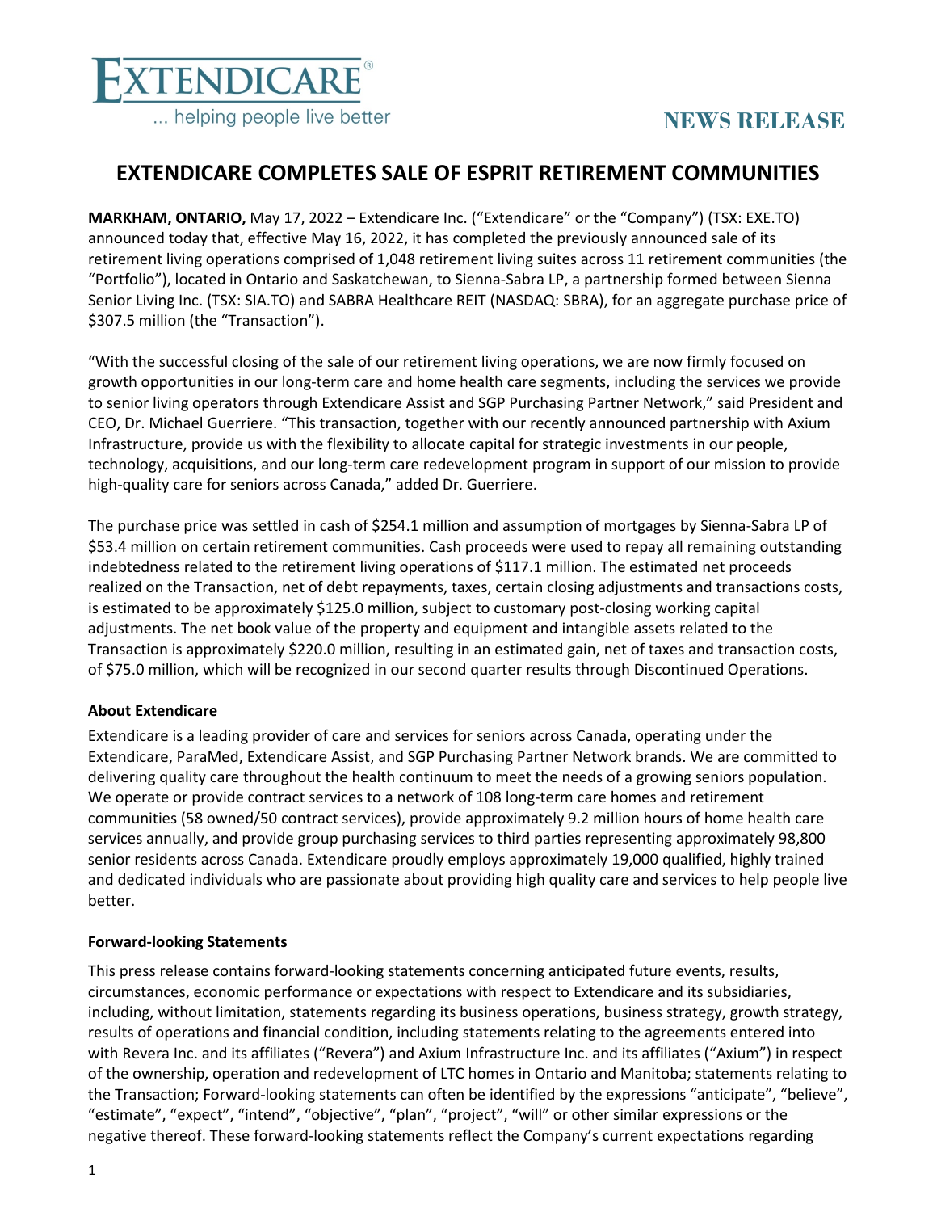EXTENDICARE®

... helping people live better

**NEWS RELEASE**

# EXTENDICARE COMPLETES SALE OF ESPRIT RETIREMENT COMMUNITIES

**MARKHAM, ONTARIO,** May 17, 2022 – Extendicare Inc. ("Extendicare" or the "Company") (TSX: EXE.TO) announced today that, effective May 16, 2022, it has completed the previously announced sale of its retirement living operations comprised of 1,048 retirement living suites across 11 retirement communities (the "Portfolio"), located in Ontario and Saskatchewan, to Sienna-Sabra LP, a partnership formed between Sienna Senior Living Inc. (TSX: SIA.TO) and SABRA Healthcare REIT (NASDAQ: SBRA), for an aggregate purchase price of $307.5 million (the "Transaction").

"With the successful closing of the sale of our retirement living operations, we are now firmly focused on growth opportunities in our long-term care and home health care segments, including the services we provide to senior living operators through Extendicare Assist and SGP Purchasing Partner Network," said President and CEO, Dr. Michael Guerriere. "This transaction, together with our recently announced partnership with Axium Infrastructure, provide us with the flexibility to allocate capital for strategic investments in our people, technology, acquisitions, and our long-term care redevelopment program in support of our mission to provide high-quality care for seniors across Canada," added Dr. Guerriere.

The purchase price was settled in cash of $254.1 million and assumption of mortgages by Sienna-Sabra LP of $53.4 million on certain retirement communities. Cash proceeds were used to repay all remaining outstanding indebtedness related to the retirement living operations of $117.1 million. The estimated net proceeds realized on the Transaction, net of debt repayments, taxes, certain closing adjustments and transactions costs, is estimated to be approximately $125.0 million, subject to customary post-closing working capital adjustments. The net book value of the property and equipment and intangible assets related to the Transaction is approximately $220.0 million, resulting in an estimated gain, net of taxes and transaction costs, of $75.0 million, which will be recognized in our second quarter results through Discontinued Operations.

**About Extendicare**

Extendicare is a leading provider of care and services for seniors across Canada, operating under the Extendicare, ParaMed, Extendicare Assist, and SGP Purchasing Partner Network brands. We are committed to delivering quality care throughout the health continuum to meet the needs of a growing seniors population. We operate or provide contract services to a network of 108 long-term care homes and retirement communities (58 owned/50 contract services), provide approximately 9.2 million hours of home health care services annually, and provide group purchasing services to third parties representing approximately 98,800 senior residents across Canada. Extendicare proudly employs approximately 19,000 qualified, highly trained and dedicated individuals who are passionate about providing high quality care and services to help people live better.

**Forward-looking Statements**

This press release contains forward-looking statements concerning anticipated future events, results, circumstances, economic performance or expectations with respect to Extendicare and its subsidiaries, including, without limitation, statements regarding its business operations, business strategy, growth strategy, results of operations and financial condition, including statements relating to the agreements entered into with Revera Inc. and its affiliates ("Revera") and Axium Infrastructure Inc. and its affiliates ("Axium") in respect of the ownership, operation and redevelopment of LTC homes in Ontario and Manitoba; statements relating to the Transaction; Forward-looking statements can often be identified by the expressions "anticipate", "believe", "estimate", "expect", "intend", "objective", "plan", "project", "will" or other similar expressions or the negative thereof. These forward-looking statements reflect the Company's current expectations regarding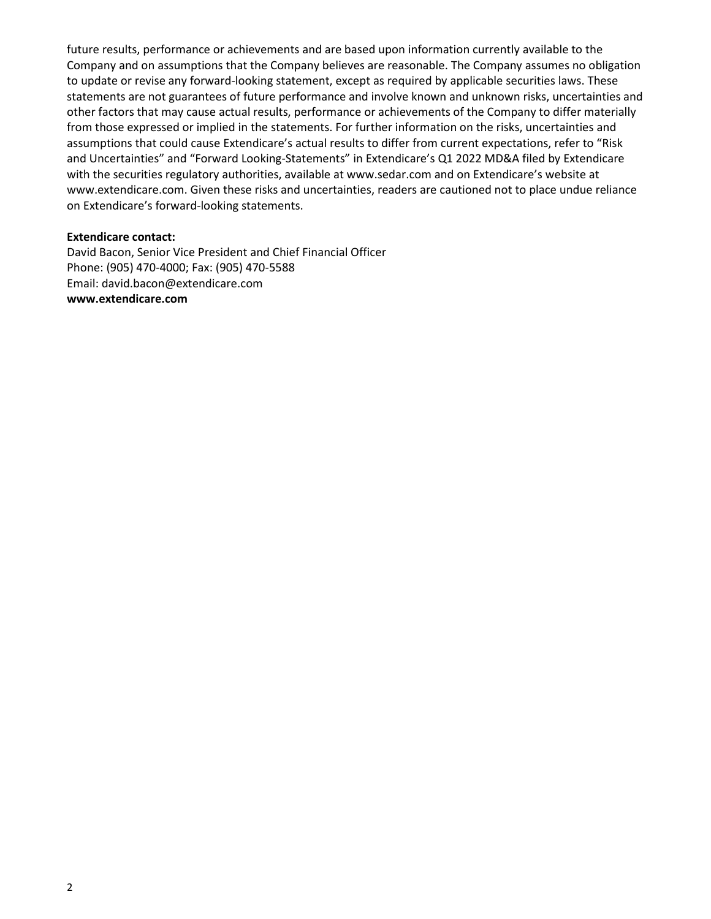future results, performance or achievements and are based upon information currently available to the Company and on assumptions that the Company believes are reasonable. The Company assumes no obligation to update or revise any forward-looking statement, except as required by applicable securities laws. These statements are not guarantees of future performance and involve known and unknown risks, uncertainties and other factors that may cause actual results, performance or achievements of the Company to differ materially from those expressed or implied in the statements. For further information on the risks, uncertainties and assumptions that could cause Extendicare's actual results to differ from current expectations, refer to "Risk and Uncertainties" and "Forward Looking-Statements" in Extendicare's Q1 2022 MD&A filed by Extendicare with the securities regulatory authorities, available at www.sedar.com and on Extendicare's website at www.extendicare.com. Given these risks and uncertainties, readers are cautioned not to place undue reliance on Extendicare's forward-looking statements.

**Extendicare contact:**
David Bacon, Senior Vice President and Chief Financial Officer
Phone: (905) 470-4000; Fax: (905) 470-5588
Email: david.bacon@extendicare.com
**www.extendicare.com**